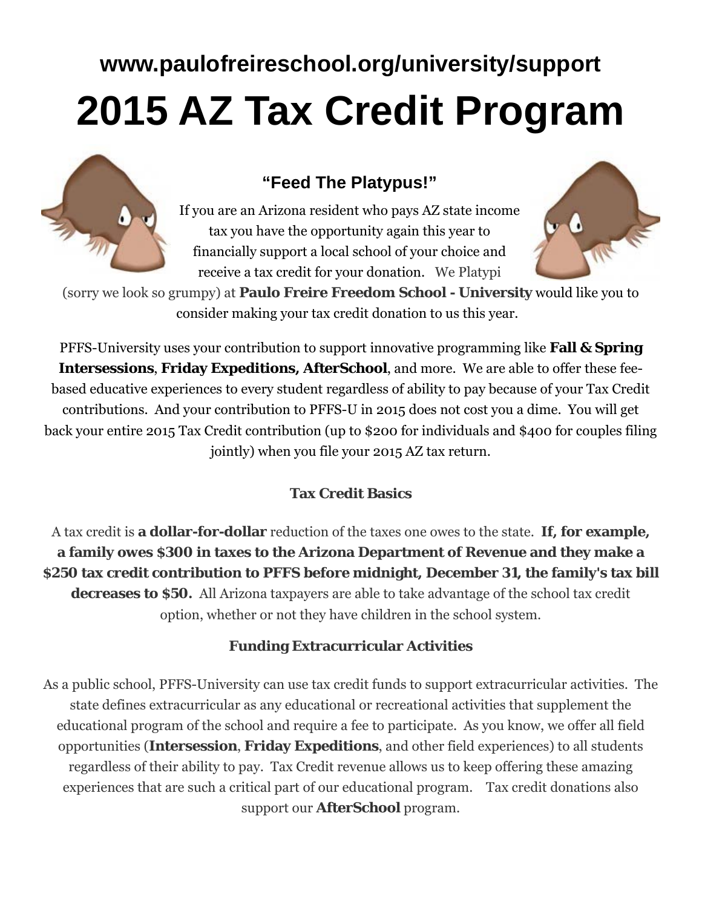**www.paulofreireschool.org/university/support**

# 2015 AZ Tax Credit Program

### "Feed The Platypus!"

If you are an Arizona resident who pays AZ state income tax you have the opportunity again this year to financially support a local school of your choice and receive a tax credit for your donation. We Platypi (sorry we look so grumpy) at **Paulo Freire Freedom School - University** would like you to consider making your tax credit donation to us this year.

PFFS-University uses your contribution to support innovative programming like **Fall & Spring Intersessions**, **Friday Expeditions, AfterSchool**, and more. We are able to offer these fee-based educative experiences to every student regardless of ability to pay because of your Tax Credit contributions. And your contribution to PFFS-U in 2015 does not cost you a dime. You will get back your entire 2015 Tax Credit contribution (up to $200 for individuals and $400 for couples filing jointly) when you file your 2015 AZ tax return.

### Tax Credit Basics

A tax credit is **a dollar-for-dollar** reduction of the taxes one owes to the state. **If, for example, a family owes $300 in taxes to the Arizona Department of Revenue and they make a $250 tax credit contribution to PFFS before midnight, December 31, the family's tax bill decreases to $50.** All Arizona taxpayers are able to take advantage of the school tax credit option, whether or not they have children in the school system.

### Funding Extracurricular Activities

As a public school, PFFS-University can use tax credit funds to support extracurricular activities. The state defines extracurricular as any educational or recreational activities that supplement the educational program of the school and require a fee to participate. As you know, we offer all field opportunities (**Intersession**, **Friday Expeditions**, and other field experiences) to all students regardless of their ability to pay. Tax Credit revenue allows us to keep offering these amazing experiences that are such a critical part of our educational program. Tax credit donations also support our **AfterSchool** program.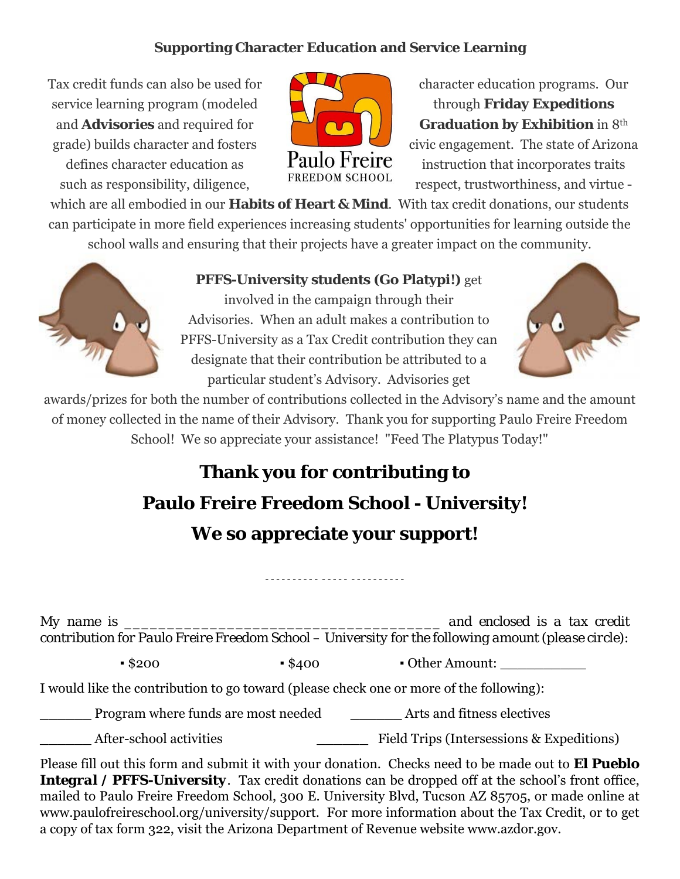### Supporting Character Education and Service Learning

Tax credit funds can also be used for character education programs. Our service learning program (modeled through **Friday Expeditions** and **Advisories** and required for **Graduation by Exhibition** in 8th grade) builds character and fosters civic engagement. The state of Arizona defines character education as instruction that incorporates traits such as responsibility, diligence, respect, trustworthiness, and virtue - which are all embodied in our **Habits of Heart & Mind**. With tax credit donations, our students can participate in more field experiences increasing students' opportunities for learning outside the school walls and ensuring that their projects have a greater impact on the community.

**PFFS-University students (Go Platypi!)** get involved in the campaign through their Advisories. When an adult makes a contribution to PFFS-University as a Tax Credit contribution they can designate that their contribution be attributed to a particular student's Advisory. Advisories get awards/prizes for both the number of contributions collected in the Advisory's name and the amount of money collected in the name of their Advisory. Thank you for supporting Paulo Freire Freedom School! We so appreciate your assistance! "Feed The Platypus Today!"

## Thank you for contributing to
## Paulo Freire Freedom School - University!
## We so appreciate your support!

---------- ----- ----------

My name is ______________________________________ and enclosed is a tax credit contribution for Paulo Freire Freedom School – University for the following amount (please circle):

▪ $200 ▪ $400 ▪ Other Amount: ___________

I would like the contribution to go toward (please check one or more of the following):

_______ Program where funds are most needed _______ Arts and fitness electives

_______ After-school activities _______ Field Trips (Intersessions & Expeditions)

Please fill out this form and submit it with your donation. Checks need to be made out to **El Pueblo Integral / PFFS-University**. Tax credit donations can be dropped off at the school's front office, mailed to Paulo Freire Freedom School, 300 E. University Blvd, Tucson AZ 85705, or made online at www.paulofreireschool.org/university/support. For more information about the Tax Credit, or to get a copy of tax form 322, visit the Arizona Department of Revenue website www.azdor.gov.